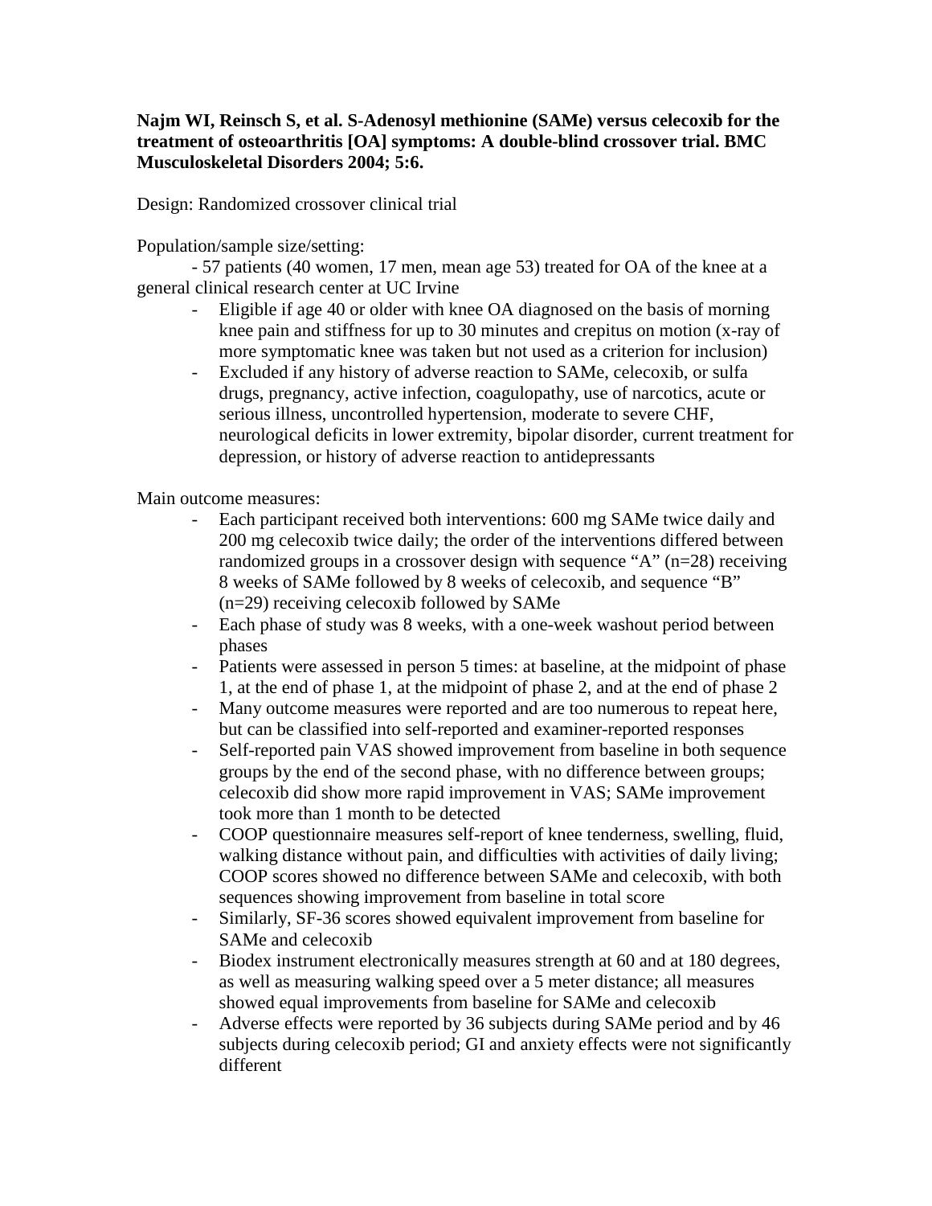**Najm WI, Reinsch S, et al. S-Adenosyl methionine (SAMe) versus celecoxib for the treatment of osteoarthritis [OA] symptoms: A double-blind crossover trial. BMC Musculoskeletal Disorders 2004; 5:6.**

Design: Randomized crossover clinical trial

Population/sample size/setting:

- 57 patients (40 women, 17 men, mean age 53) treated for OA of the knee at a general clinical research center at UC Irvine
  - Eligible if age 40 or older with knee OA diagnosed on the basis of morning knee pain and stiffness for up to 30 minutes and crepitus on motion (x-ray of more symptomatic knee was taken but not used as a criterion for inclusion)
  - Excluded if any history of adverse reaction to SAMe, celecoxib, or sulfa drugs, pregnancy, active infection, coagulopathy, use of narcotics, acute or serious illness, uncontrolled hypertension, moderate to severe CHF, neurological deficits in lower extremity, bipolar disorder, current treatment for depression, or history of adverse reaction to antidepressants

Main outcome measures:

- Each participant received both interventions: 600 mg SAMe twice daily and 200 mg celecoxib twice daily; the order of the interventions differed between randomized groups in a crossover design with sequence "A" (n=28) receiving 8 weeks of SAMe followed by 8 weeks of celecoxib, and sequence "B" (n=29) receiving celecoxib followed by SAMe
- Each phase of study was 8 weeks, with a one-week washout period between phases
- Patients were assessed in person 5 times: at baseline, at the midpoint of phase 1, at the end of phase 1, at the midpoint of phase 2, and at the end of phase 2
- Many outcome measures were reported and are too numerous to repeat here, but can be classified into self-reported and examiner-reported responses
- Self-reported pain VAS showed improvement from baseline in both sequence groups by the end of the second phase, with no difference between groups; celecoxib did show more rapid improvement in VAS; SAMe improvement took more than 1 month to be detected
- COOP questionnaire measures self-report of knee tenderness, swelling, fluid, walking distance without pain, and difficulties with activities of daily living; COOP scores showed no difference between SAMe and celecoxib, with both sequences showing improvement from baseline in total score
- Similarly, SF-36 scores showed equivalent improvement from baseline for SAMe and celecoxib
- Biodex instrument electronically measures strength at 60 and at 180 degrees, as well as measuring walking speed over a 5 meter distance; all measures showed equal improvements from baseline for SAMe and celecoxib
- Adverse effects were reported by 36 subjects during SAMe period and by 46 subjects during celecoxib period; GI and anxiety effects were not significantly different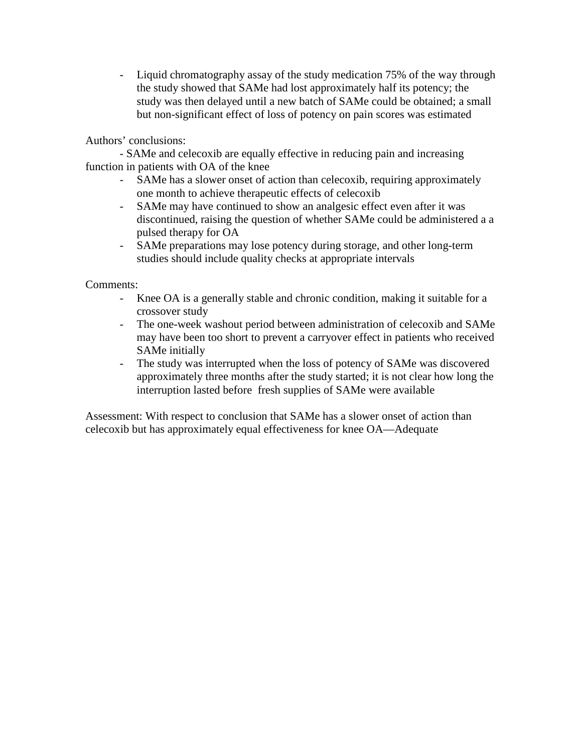- Liquid chromatography assay of the study medication 75% of the way through the study showed that SAMe had lost approximately half its potency; the study was then delayed until a new batch of SAMe could be obtained; a small but non-significant effect of loss of potency on pain scores was estimated

Authors' conclusions:

- SAMe and celecoxib are equally effective in reducing pain and increasing function in patients with OA of the knee
- SAMe has a slower onset of action than celecoxib, requiring approximately one month to achieve therapeutic effects of celecoxib
- SAMe may have continued to show an analgesic effect even after it was discontinued, raising the question of whether SAMe could be administered a a pulsed therapy for OA
- SAMe preparations may lose potency during storage, and other long-term studies should include quality checks at appropriate intervals

Comments:

- Knee OA is a generally stable and chronic condition, making it suitable for a crossover study
- The one-week washout period between administration of celecoxib and SAMe may have been too short to prevent a carryover effect in patients who received SAMe initially
- The study was interrupted when the loss of potency of SAMe was discovered approximately three months after the study started; it is not clear how long the interruption lasted before fresh supplies of SAMe were available

Assessment: With respect to conclusion that SAMe has a slower onset of action than celecoxib but has approximately equal effectiveness for knee OA—Adequate